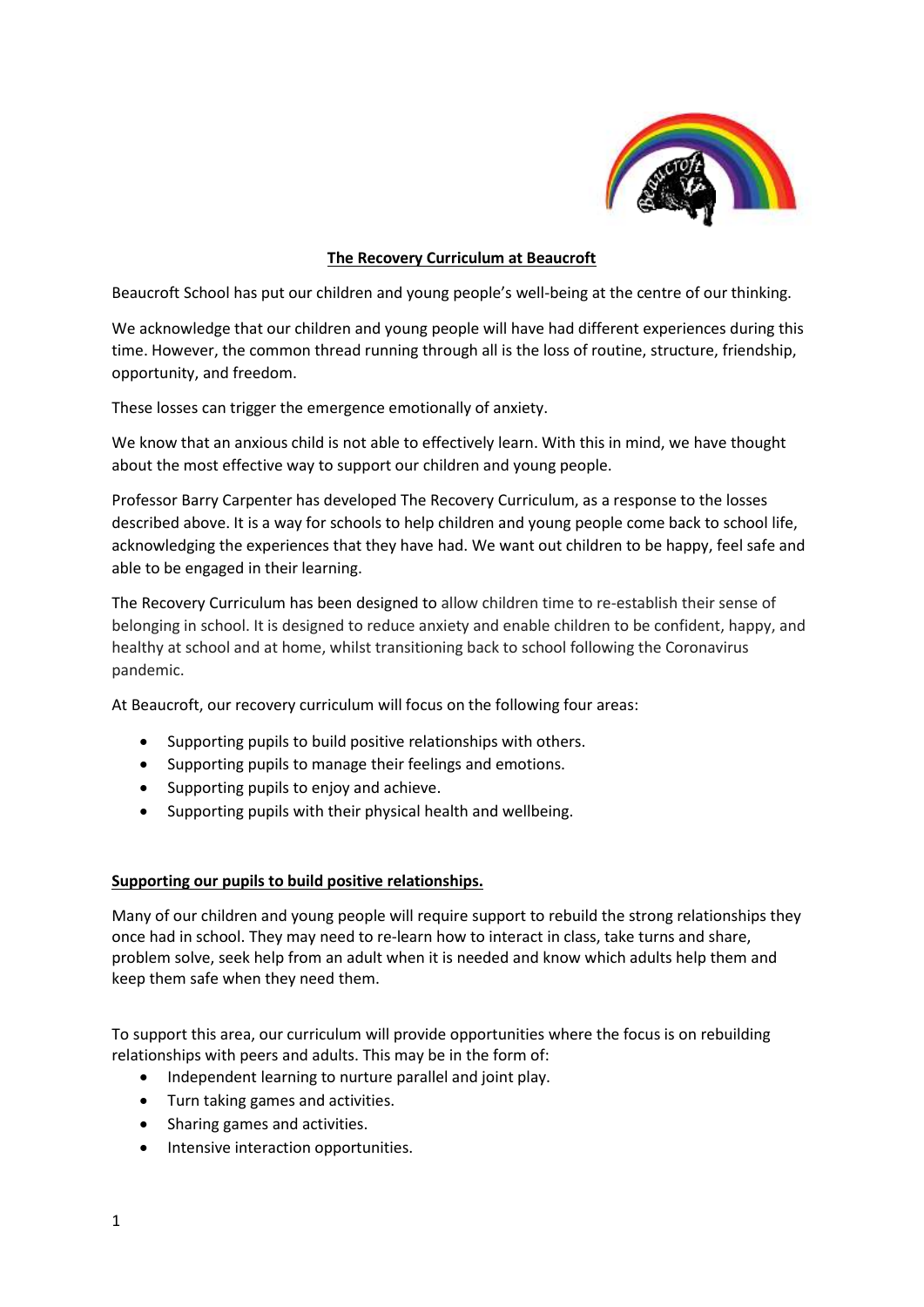# The Recovery Curriculum at Beaucroft

Beaucroft School has put our children and young people's well-being at the centre of our thinking.

We acknowledge that our children and young people will have had different experiences during this time. However, the common thread running through all is the loss of routine, structure, friendship, opportunity, and freedom.

These losses can trigger the emergence emotionally of anxiety.

We know that an anxious child is not able to effectively learn. With this in mind, we have thought about the most effective way to support our children and young people.

Professor Barry Carpenter has developed The Recovery Curriculum, as a response to the losses described above. It is a way for schools to help children and young people come back to school life, acknowledging the experiences that they have had. We want out children to be happy, feel safe and able to be engaged in their learning.

The Recovery Curriculum has been designed to allow children time to re-establish their sense of belonging in school. It is designed to reduce anxiety and enable children to be confident, happy, and healthy at school and at home, whilst transitioning back to school following the Coronavirus pandemic.

At Beaucroft, our recovery curriculum will focus on the following four areas:

- Supporting pupils to build positive relationships with others.
- Supporting pupils to manage their feelings and emotions.
- Supporting pupils to enjoy and achieve.
- Supporting pupils with their physical health and wellbeing.

## Supporting our pupils to build positive relationships.

Many of our children and young people will require support to rebuild the strong relationships they once had in school. They may need to re-learn how to interact in class, take turns and share, problem solve, seek help from an adult when it is needed and know which adults help them and keep them safe when they need them.

To support this area, our curriculum will provide opportunities where the focus is on rebuilding relationships with peers and adults. This may be in the form of:

- Independent learning to nurture parallel and joint play.
- Turn taking games and activities.
- Sharing games and activities.
- Intensive interaction opportunities.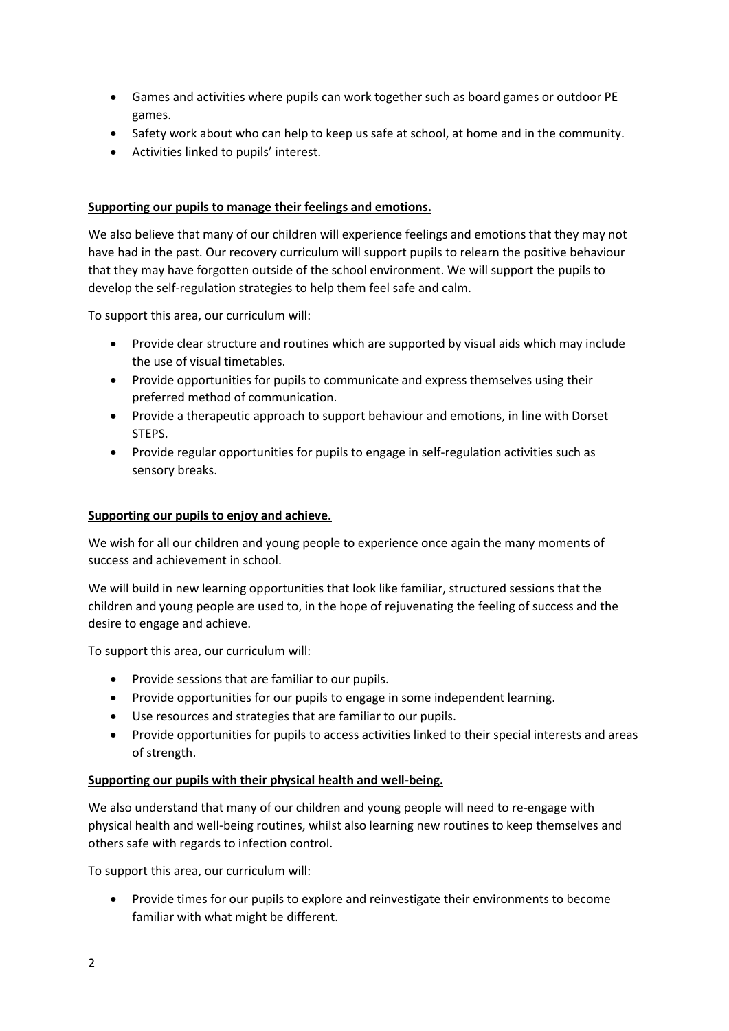- Games and activities where pupils can work together such as board games or outdoor PE games.
- Safety work about who can help to keep us safe at school, at home and in the community.
- Activities linked to pupils' interest.

**Supporting our pupils to manage their feelings and emotions.**

We also believe that many of our children will experience feelings and emotions that they may not have had in the past. Our recovery curriculum will support pupils to relearn the positive behaviour that they may have forgotten outside of the school environment. We will support the pupils to develop the self-regulation strategies to help them feel safe and calm.

To support this area, our curriculum will:

- Provide clear structure and routines which are supported by visual aids which may include the use of visual timetables.
- Provide opportunities for pupils to communicate and express themselves using their preferred method of communication.
- Provide a therapeutic approach to support behaviour and emotions, in line with Dorset STEPS.
- Provide regular opportunities for pupils to engage in self-regulation activities such as sensory breaks.

**Supporting our pupils to enjoy and achieve.**

We wish for all our children and young people to experience once again the many moments of success and achievement in school.

We will build in new learning opportunities that look like familiar, structured sessions that the children and young people are used to, in the hope of rejuvenating the feeling of success and the desire to engage and achieve.

To support this area, our curriculum will:

- Provide sessions that are familiar to our pupils.
- Provide opportunities for our pupils to engage in some independent learning.
- Use resources and strategies that are familiar to our pupils.
- Provide opportunities for pupils to access activities linked to their special interests and areas of strength.

**Supporting our pupils with their physical health and well-being.**

We also understand that many of our children and young people will need to re-engage with physical health and well-being routines, whilst also learning new routines to keep themselves and others safe with regards to infection control.

To support this area, our curriculum will:

- Provide times for our pupils to explore and reinvestigate their environments to become familiar with what might be different.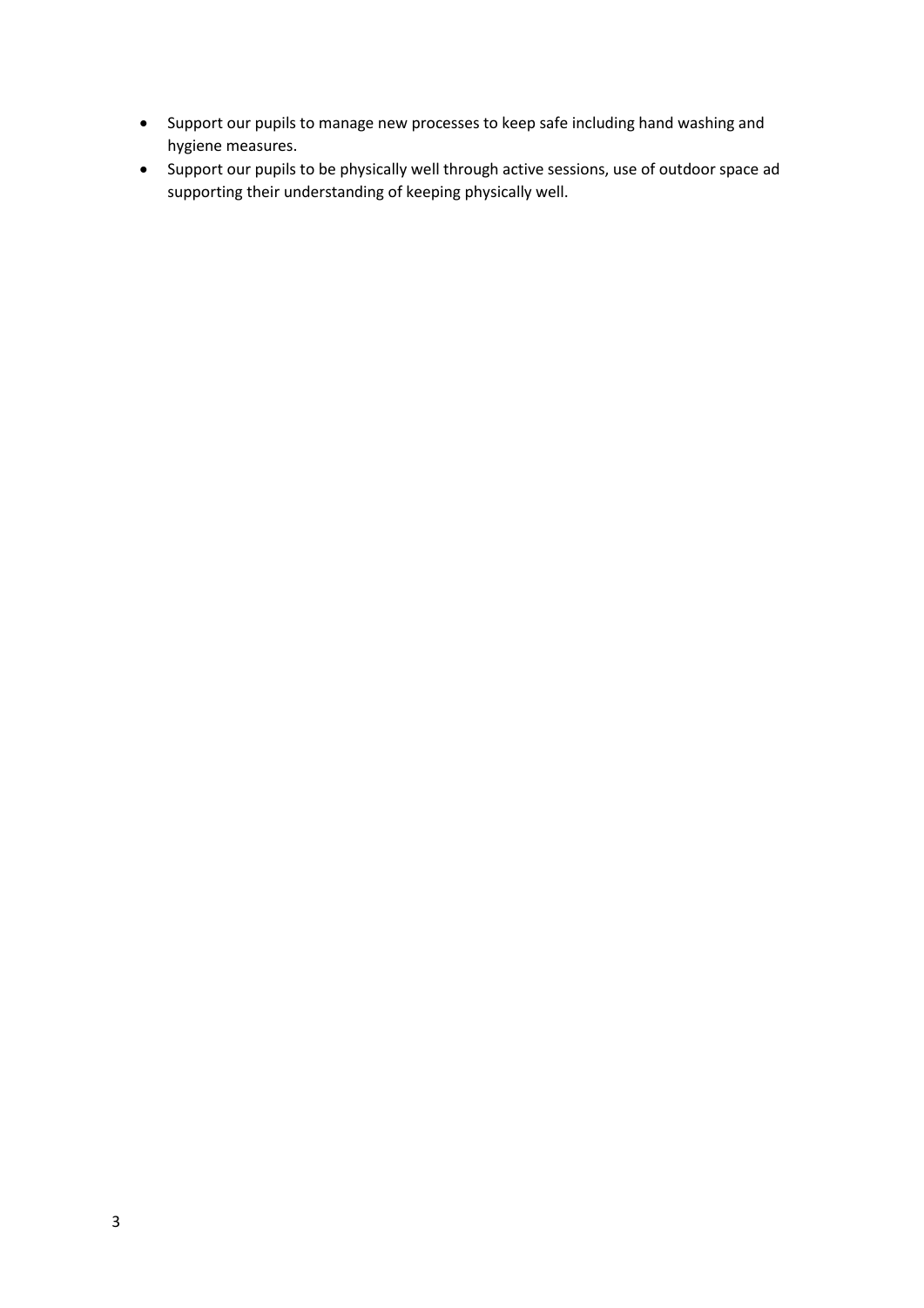- Support our pupils to manage new processes to keep safe including hand washing and hygiene measures.
- Support our pupils to be physically well through active sessions, use of outdoor space ad supporting their understanding of keeping physically well.